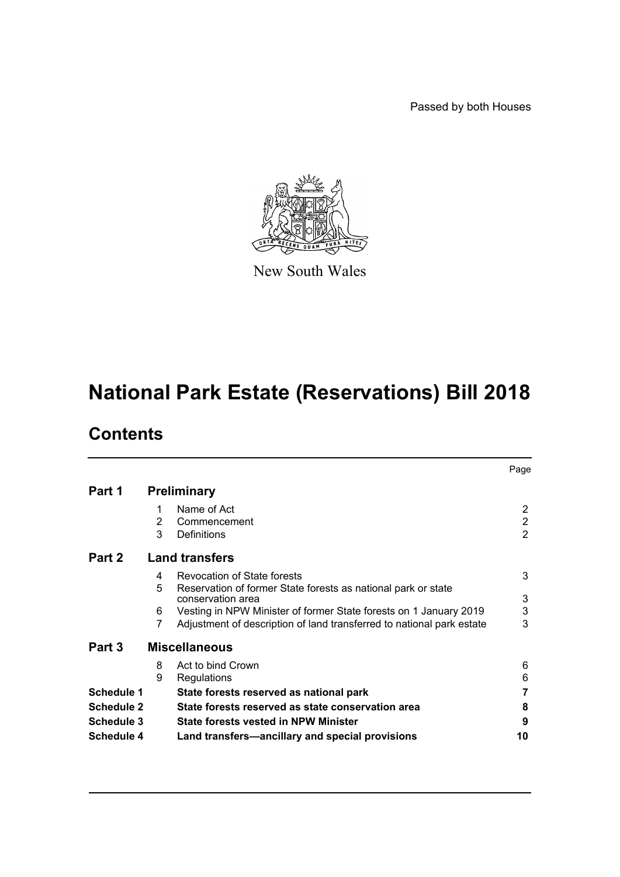Passed by both Houses

New South Wales

# National Park Estate (Reservations) Bill 2018

## Contents

| | | | Page |
|---|---|---|---|
| **Part 1** | **Preliminary** | | |
| | 1 | Name of Act | 2 |
| | 2 | Commencement | 2 |
| | 3 | Definitions | 2 |
| **Part 2** | **Land transfers** | | |
| | 4 | Revocation of State forests | 3 |
| | 5 | Reservation of former State forests as national park or state conservation area | 3 |
| | 6 | Vesting in NPW Minister of former State forests on 1 January 2019 | 3 |
| | 7 | Adjustment of description of land transferred to national park estate | 3 |
| **Part 3** | **Miscellaneous** | | |
| | 8 | Act to bind Crown | 6 |
| | 9 | Regulations | 6 |
| **Schedule 1** | | **State forests reserved as national park** | **7** |
| **Schedule 2** | | **State forests reserved as state conservation area** | **8** |
| **Schedule 3** | | **State forests vested in NPW Minister** | **9** |
| **Schedule 4** | | **Land transfers—ancillary and special provisions** | **10** |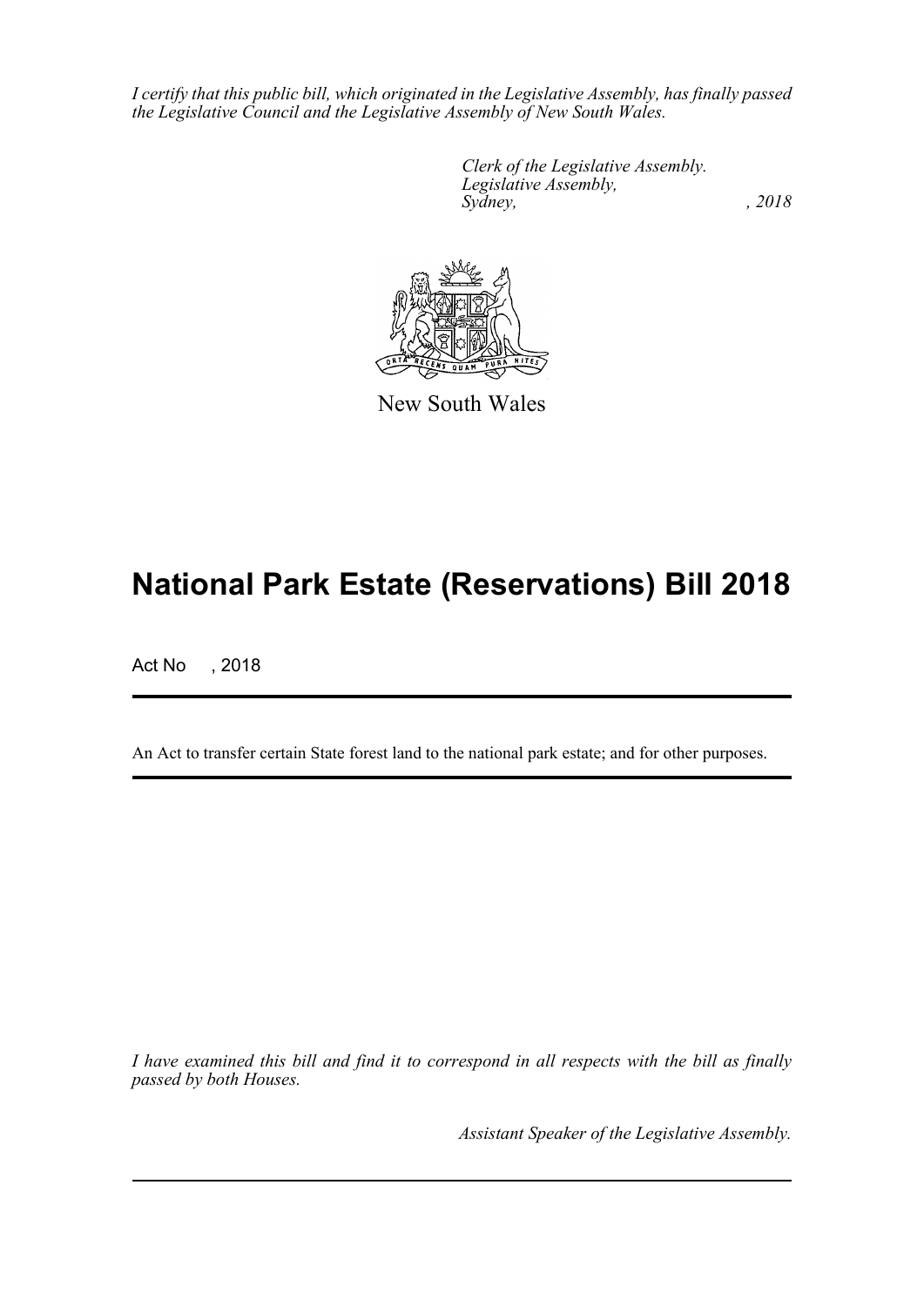*I certify that this public bill, which originated in the Legislative Assembly, has finally passed the Legislative Council and the Legislative Assembly of New South Wales.*

*Clerk of the Legislative Assembly.*
*Legislative Assembly,*
*Sydney, , 2018*

New South Wales

# National Park Estate (Reservations) Bill 2018

Act No , 2018

An Act to transfer certain State forest land to the national park estate; and for other purposes.

*I have examined this bill and find it to correspond in all respects with the bill as finally passed by both Houses.*

*Assistant Speaker of the Legislative Assembly.*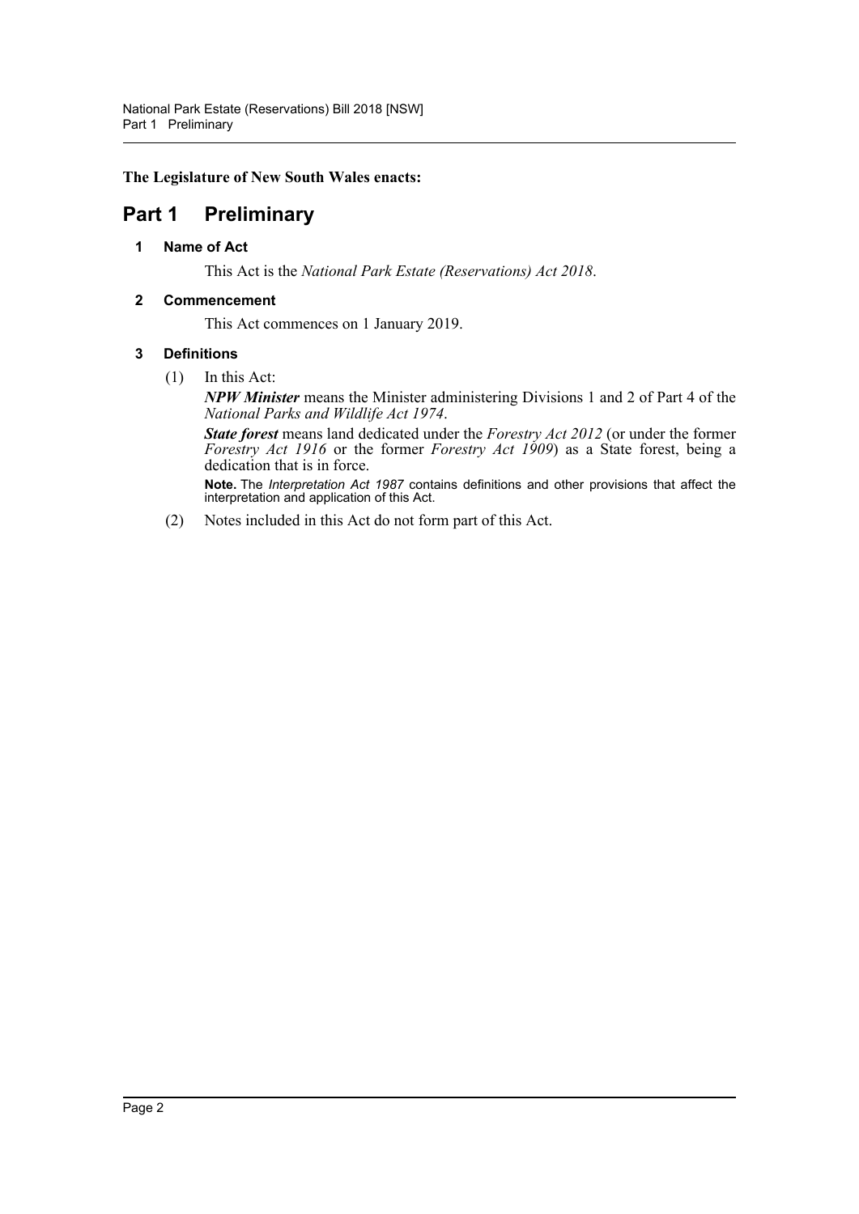**The Legislature of New South Wales enacts:**

# Part 1 Preliminary

## 1 Name of Act

This Act is the *National Park Estate (Reservations) Act 2018*.

## 2 Commencement

This Act commences on 1 January 2019.

## 3 Definitions

(1) In this Act:

***NPW Minister*** means the Minister administering Divisions 1 and 2 of Part 4 of the *National Parks and Wildlife Act 1974*.

***State forest*** means land dedicated under the *Forestry Act 2012* (or under the former *Forestry Act 1916* or the former *Forestry Act 1909*) as a State forest, being a dedication that is in force.

**Note.** The *Interpretation Act 1987* contains definitions and other provisions that affect the interpretation and application of this Act.

(2) Notes included in this Act do not form part of this Act.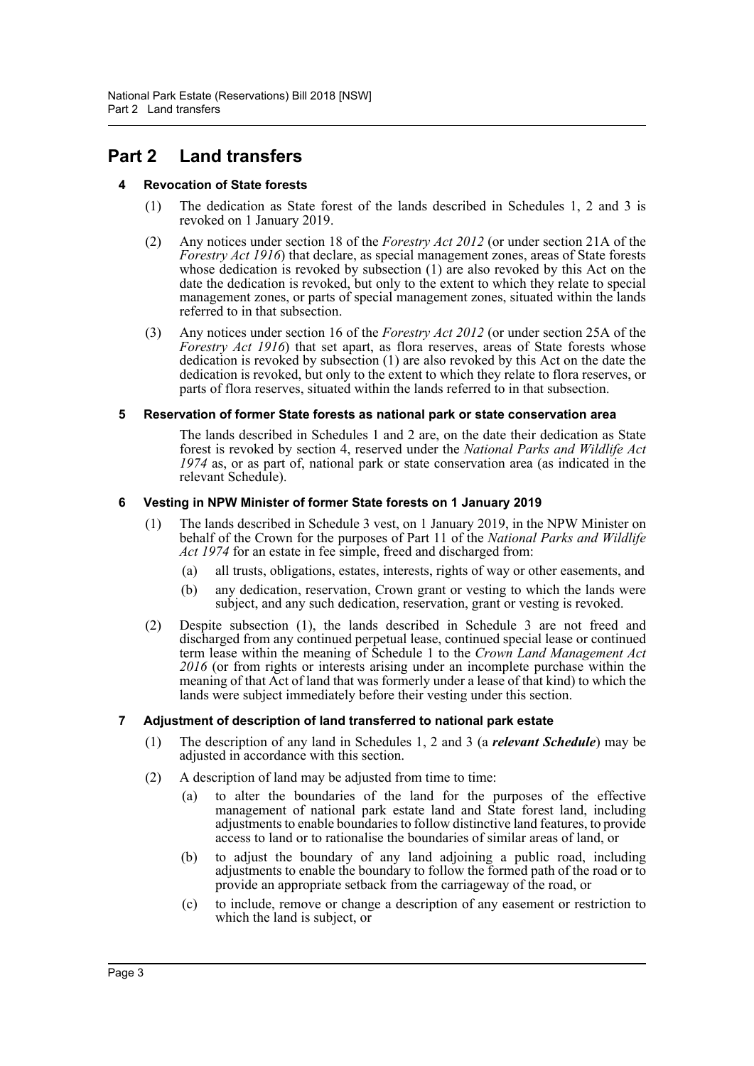# Part 2 Land transfers

## 4 Revocation of State forests

(1) The dedication as State forest of the lands described in Schedules 1, 2 and 3 is revoked on 1 January 2019.

(2) Any notices under section 18 of the *Forestry Act 2012* (or under section 21A of the *Forestry Act 1916*) that declare, as special management zones, areas of State forests whose dedication is revoked by subsection (1) are also revoked by this Act on the date the dedication is revoked, but only to the extent to which they relate to special management zones, or parts of special management zones, situated within the lands referred to in that subsection.

(3) Any notices under section 16 of the *Forestry Act 2012* (or under section 25A of the *Forestry Act 1916*) that set apart, as flora reserves, areas of State forests whose dedication is revoked by subsection (1) are also revoked by this Act on the date the dedication is revoked, but only to the extent to which they relate to flora reserves, or parts of flora reserves, situated within the lands referred to in that subsection.

## 5 Reservation of former State forests as national park or state conservation area

The lands described in Schedules 1 and 2 are, on the date their dedication as State forest is revoked by section 4, reserved under the *National Parks and Wildlife Act 1974* as, or as part of, national park or state conservation area (as indicated in the relevant Schedule).

## 6 Vesting in NPW Minister of former State forests on 1 January 2019

(1) The lands described in Schedule 3 vest, on 1 January 2019, in the NPW Minister on behalf of the Crown for the purposes of Part 11 of the *National Parks and Wildlife Act 1974* for an estate in fee simple, freed and discharged from:

(a) all trusts, obligations, estates, interests, rights of way or other easements, and

(b) any dedication, reservation, Crown grant or vesting to which the lands were subject, and any such dedication, reservation, grant or vesting is revoked.

(2) Despite subsection (1), the lands described in Schedule 3 are not freed and discharged from any continued perpetual lease, continued special lease or continued term lease within the meaning of Schedule 1 to the *Crown Land Management Act 2016* (or from rights or interests arising under an incomplete purchase within the meaning of that Act of land that was formerly under a lease of that kind) to which the lands were subject immediately before their vesting under this section.

## 7 Adjustment of description of land transferred to national park estate

(1) The description of any land in Schedules 1, 2 and 3 (a ***relevant Schedule***) may be adjusted in accordance with this section.

(2) A description of land may be adjusted from time to time:

(a) to alter the boundaries of the land for the purposes of the effective management of national park estate land and State forest land, including adjustments to enable boundaries to follow distinctive land features, to provide access to land or to rationalise the boundaries of similar areas of land, or

(b) to adjust the boundary of any land adjoining a public road, including adjustments to enable the boundary to follow the formed path of the road or to provide an appropriate setback from the carriageway of the road, or

(c) to include, remove or change a description of any easement or restriction to which the land is subject, or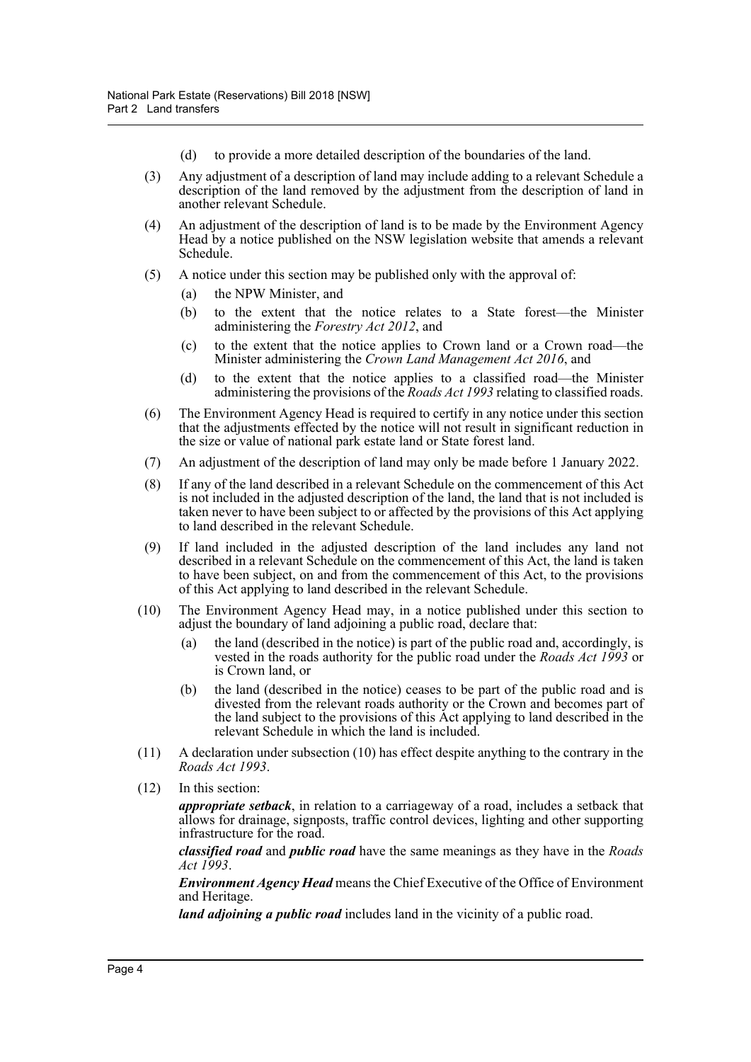(d) to provide a more detailed description of the boundaries of the land.

(3) Any adjustment of a description of land may include adding to a relevant Schedule a description of the land removed by the adjustment from the description of land in another relevant Schedule.

(4) An adjustment of the description of land is to be made by the Environment Agency Head by a notice published on the NSW legislation website that amends a relevant Schedule.

(5) A notice under this section may be published only with the approval of:

(a) the NPW Minister, and

(b) to the extent that the notice relates to a State forest—the Minister administering the *Forestry Act 2012*, and

(c) to the extent that the notice applies to Crown land or a Crown road—the Minister administering the *Crown Land Management Act 2016*, and

(d) to the extent that the notice applies to a classified road—the Minister administering the provisions of the *Roads Act 1993* relating to classified roads.

(6) The Environment Agency Head is required to certify in any notice under this section that the adjustments effected by the notice will not result in significant reduction in the size or value of national park estate land or State forest land.

(7) An adjustment of the description of land may only be made before 1 January 2022.

(8) If any of the land described in a relevant Schedule on the commencement of this Act is not included in the adjusted description of the land, the land that is not included is taken never to have been subject to or affected by the provisions of this Act applying to land described in the relevant Schedule.

(9) If land included in the adjusted description of the land includes any land not described in a relevant Schedule on the commencement of this Act, the land is taken to have been subject, on and from the commencement of this Act, to the provisions of this Act applying to land described in the relevant Schedule.

(10) The Environment Agency Head may, in a notice published under this section to adjust the boundary of land adjoining a public road, declare that:

(a) the land (described in the notice) is part of the public road and, accordingly, is vested in the roads authority for the public road under the *Roads Act 1993* or is Crown land, or

(b) the land (described in the notice) ceases to be part of the public road and is divested from the relevant roads authority or the Crown and becomes part of the land subject to the provisions of this Act applying to land described in the relevant Schedule in which the land is included.

(11) A declaration under subsection (10) has effect despite anything to the contrary in the *Roads Act 1993*.

(12) In this section:

***appropriate setback***, in relation to a carriageway of a road, includes a setback that allows for drainage, signposts, traffic control devices, lighting and other supporting infrastructure for the road.

***classified road*** and ***public road*** have the same meanings as they have in the *Roads Act 1993*.

***Environment Agency Head*** means the Chief Executive of the Office of Environment and Heritage.

***land adjoining a public road*** includes land in the vicinity of a public road.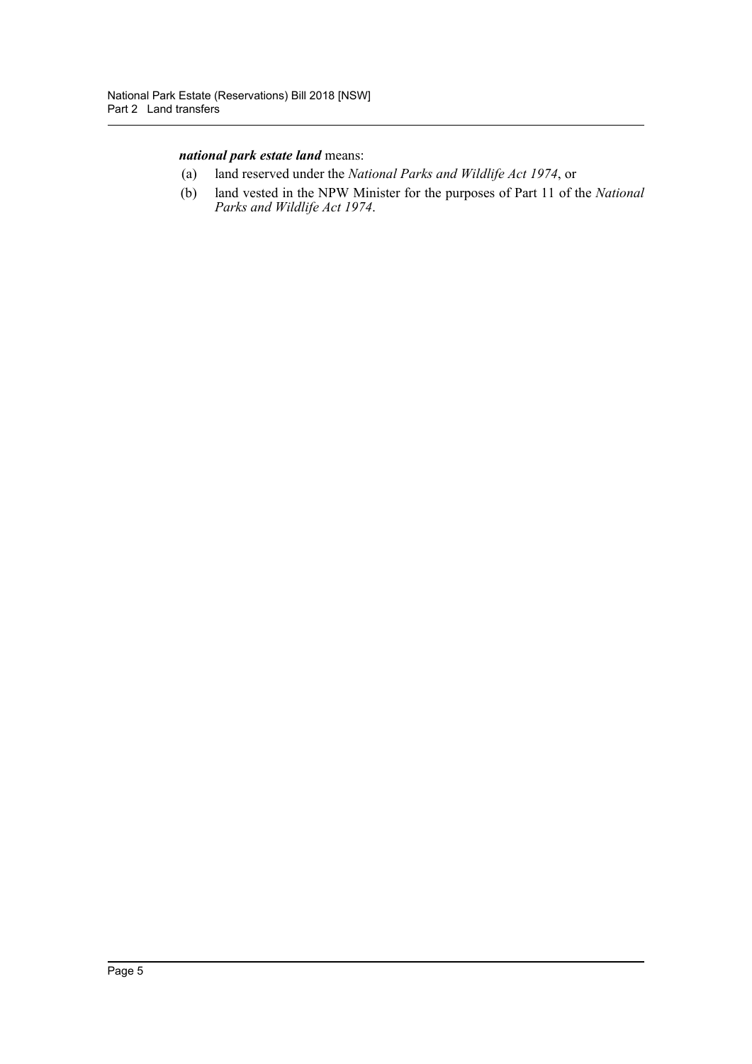***national park estate land*** means:

(a) land reserved under the *National Parks and Wildlife Act 1974*, or

(b) land vested in the NPW Minister for the purposes of Part 11 of the *National Parks and Wildlife Act 1974*.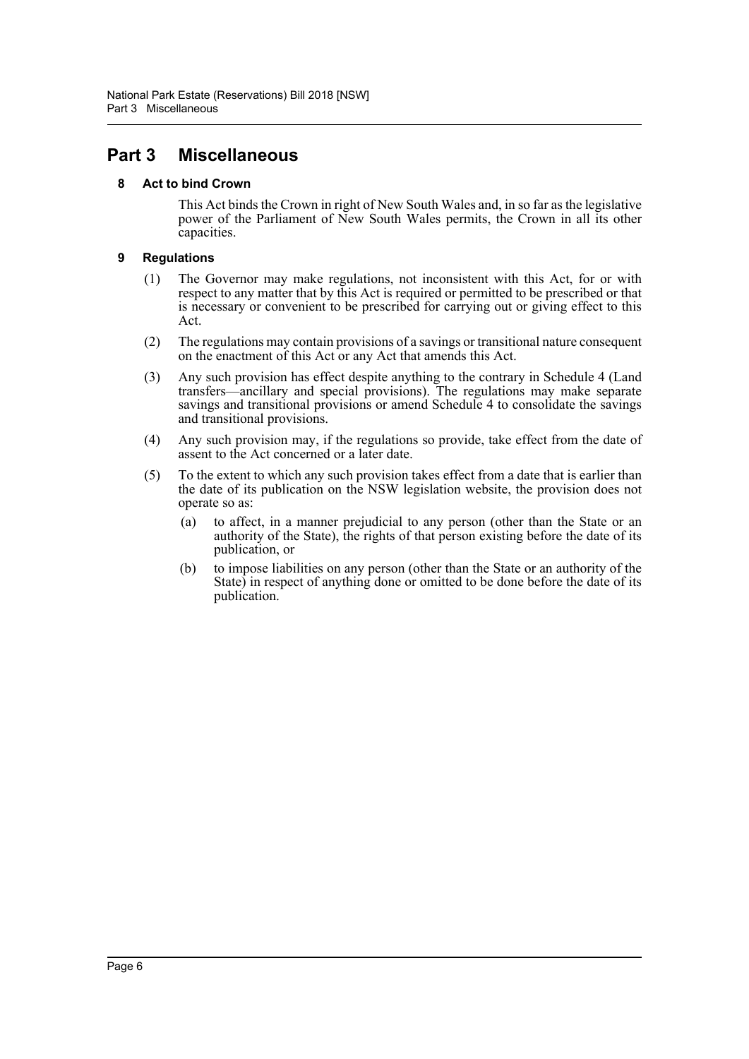# Part 3 Miscellaneous

### 8 Act to bind Crown

This Act binds the Crown in right of New South Wales and, in so far as the legislative power of the Parliament of New South Wales permits, the Crown in all its other capacities.

### 9 Regulations

(1) The Governor may make regulations, not inconsistent with this Act, for or with respect to any matter that by this Act is required or permitted to be prescribed or that is necessary or convenient to be prescribed for carrying out or giving effect to this Act.

(2) The regulations may contain provisions of a savings or transitional nature consequent on the enactment of this Act or any Act that amends this Act.

(3) Any such provision has effect despite anything to the contrary in Schedule 4 (Land transfers—ancillary and special provisions). The regulations may make separate savings and transitional provisions or amend Schedule 4 to consolidate the savings and transitional provisions.

(4) Any such provision may, if the regulations so provide, take effect from the date of assent to the Act concerned or a later date.

(5) To the extent to which any such provision takes effect from a date that is earlier than the date of its publication on the NSW legislation website, the provision does not operate so as:

- (a) to affect, in a manner prejudicial to any person (other than the State or an authority of the State), the rights of that person existing before the date of its publication, or
- (b) to impose liabilities on any person (other than the State or an authority of the State) in respect of anything done or omitted to be done before the date of its publication.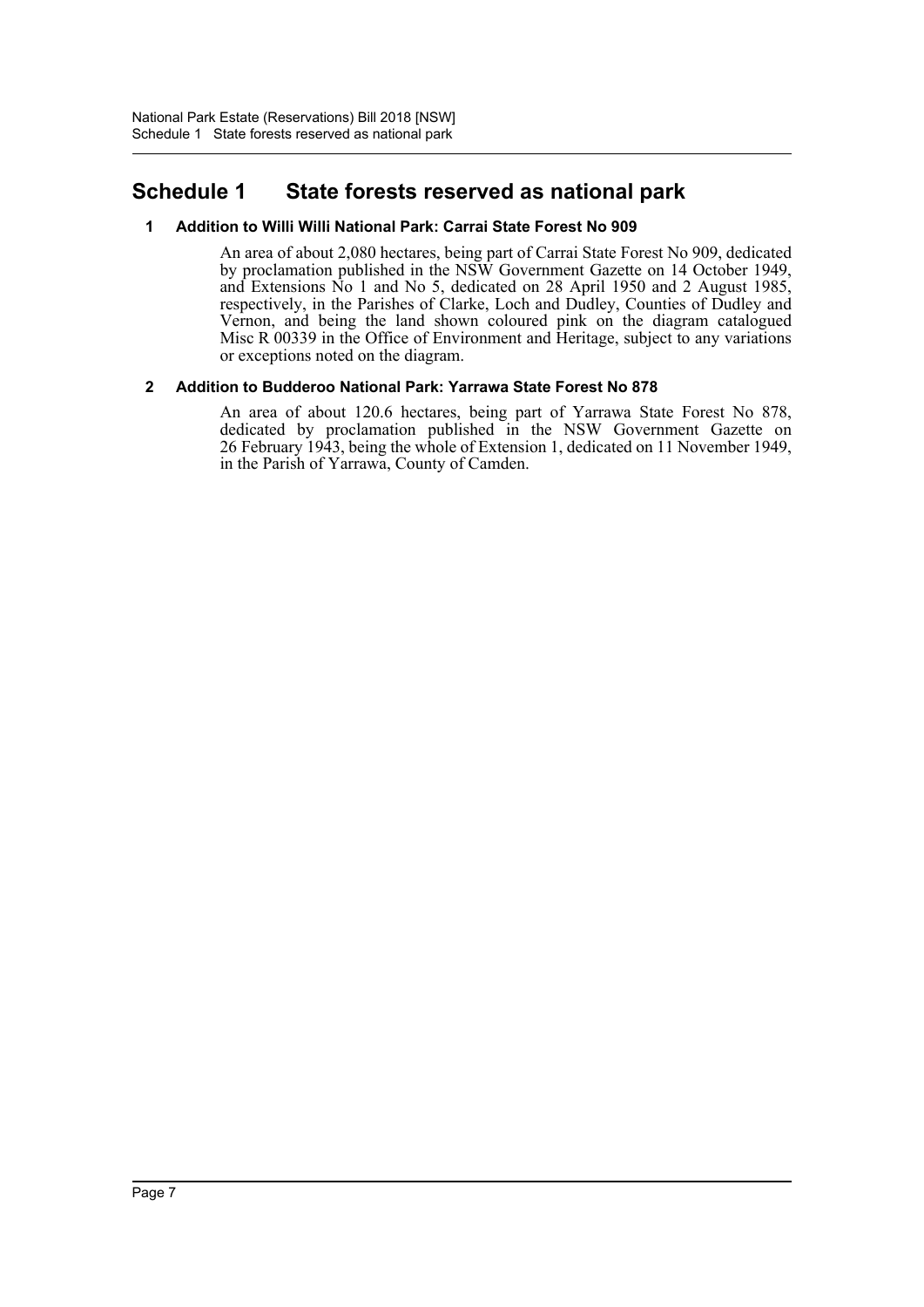# Schedule 1 State forests reserved as national park

### 1 Addition to Willi Willi National Park: Carrai State Forest No 909

An area of about 2,080 hectares, being part of Carrai State Forest No 909, dedicated by proclamation published in the NSW Government Gazette on 14 October 1949, and Extensions No 1 and No 5, dedicated on 28 April 1950 and 2 August 1985, respectively, in the Parishes of Clarke, Loch and Dudley, Counties of Dudley and Vernon, and being the land shown coloured pink on the diagram catalogued Misc R 00339 in the Office of Environment and Heritage, subject to any variations or exceptions noted on the diagram.

### 2 Addition to Budderoo National Park: Yarrawa State Forest No 878

An area of about 120.6 hectares, being part of Yarrawa State Forest No 878, dedicated by proclamation published in the NSW Government Gazette on 26 February 1943, being the whole of Extension 1, dedicated on 11 November 1949, in the Parish of Yarrawa, County of Camden.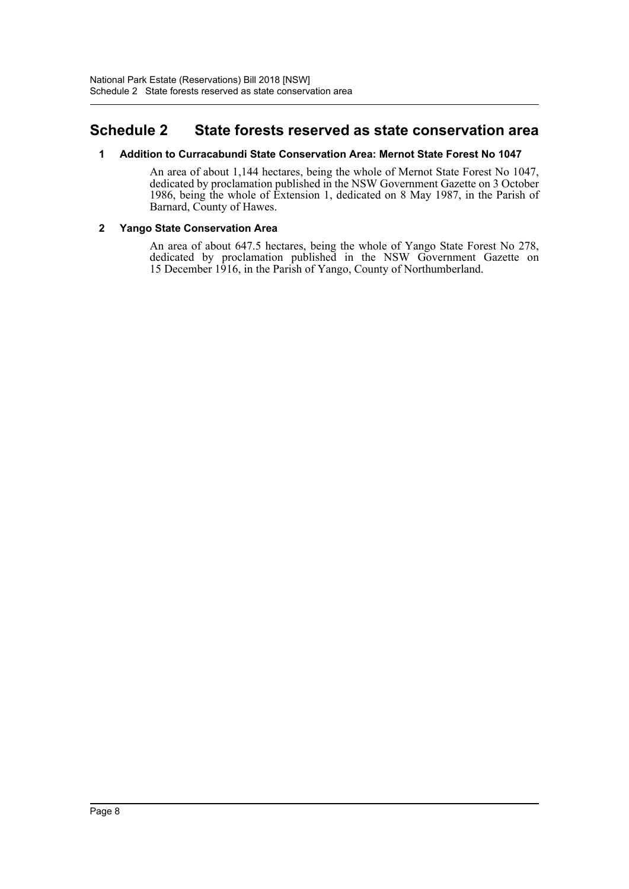# Schedule 2 State forests reserved as state conservation area

### 1 Addition to Curracabundi State Conservation Area: Mernot State Forest No 1047

An area of about 1,144 hectares, being the whole of Mernot State Forest No 1047, dedicated by proclamation published in the NSW Government Gazette on 3 October 1986, being the whole of Extension 1, dedicated on 8 May 1987, in the Parish of Barnard, County of Hawes.

### 2 Yango State Conservation Area

An area of about 647.5 hectares, being the whole of Yango State Forest No 278, dedicated by proclamation published in the NSW Government Gazette on 15 December 1916, in the Parish of Yango, County of Northumberland.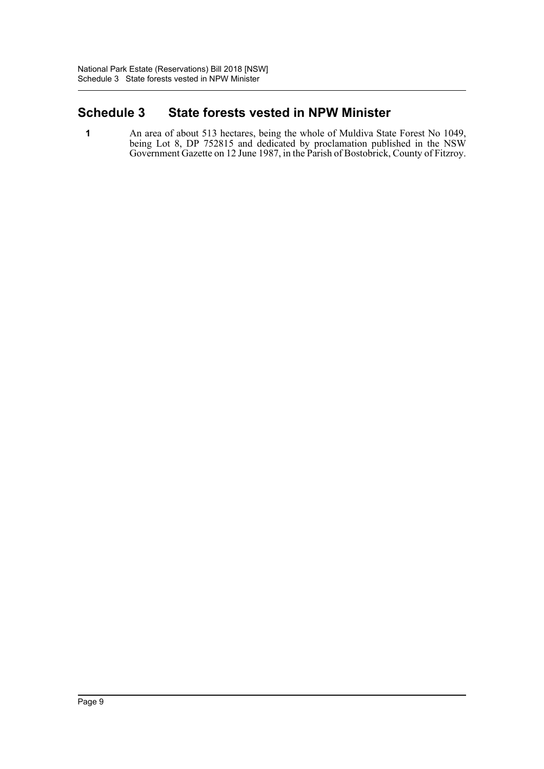## Schedule 3 State forests vested in NPW Minister

**1** An area of about 513 hectares, being the whole of Muldiva State Forest No 1049, being Lot 8, DP 752815 and dedicated by proclamation published in the NSW Government Gazette on 12 June 1987, in the Parish of Bostobrick, County of Fitzroy.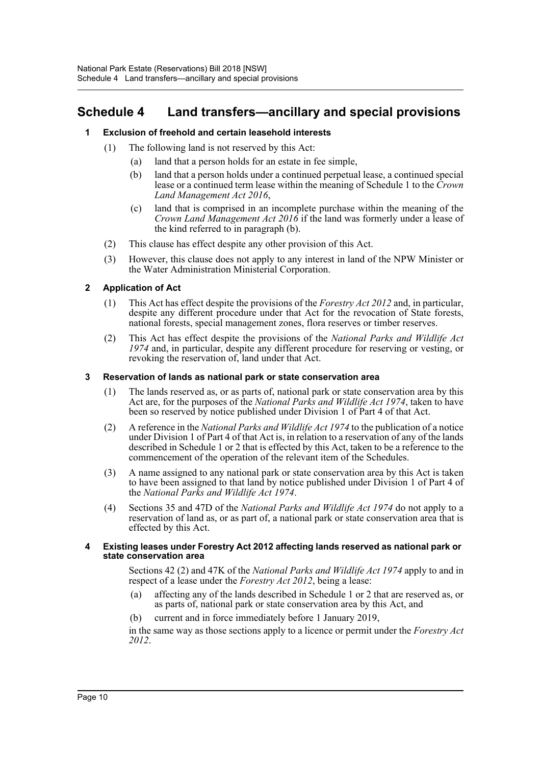# Schedule 4 Land transfers—ancillary and special provisions

### 1 Exclusion of freehold and certain leasehold interests

(1) The following land is not reserved by this Act:

(a) land that a person holds for an estate in fee simple,

(b) land that a person holds under a continued perpetual lease, a continued special lease or a continued term lease within the meaning of Schedule 1 to the *Crown Land Management Act 2016*,

(c) land that is comprised in an incomplete purchase within the meaning of the *Crown Land Management Act 2016* if the land was formerly under a lease of the kind referred to in paragraph (b).

(2) This clause has effect despite any other provision of this Act.

(3) However, this clause does not apply to any interest in land of the NPW Minister or the Water Administration Ministerial Corporation.

### 2 Application of Act

(1) This Act has effect despite the provisions of the *Forestry Act 2012* and, in particular, despite any different procedure under that Act for the revocation of State forests, national forests, special management zones, flora reserves or timber reserves.

(2) This Act has effect despite the provisions of the *National Parks and Wildlife Act 1974* and, in particular, despite any different procedure for reserving or vesting, or revoking the reservation of, land under that Act.

### 3 Reservation of lands as national park or state conservation area

(1) The lands reserved as, or as parts of, national park or state conservation area by this Act are, for the purposes of the *National Parks and Wildlife Act 1974*, taken to have been so reserved by notice published under Division 1 of Part 4 of that Act.

(2) A reference in the *National Parks and Wildlife Act 1974* to the publication of a notice under Division 1 of Part 4 of that Act is, in relation to a reservation of any of the lands described in Schedule 1 or 2 that is effected by this Act, taken to be a reference to the commencement of the operation of the relevant item of the Schedules.

(3) A name assigned to any national park or state conservation area by this Act is taken to have been assigned to that land by notice published under Division 1 of Part 4 of the *National Parks and Wildlife Act 1974*.

(4) Sections 35 and 47D of the *National Parks and Wildlife Act 1974* do not apply to a reservation of land as, or as part of, a national park or state conservation area that is effected by this Act.

### 4 Existing leases under Forestry Act 2012 affecting lands reserved as national park or state conservation area

Sections 42 (2) and 47K of the *National Parks and Wildlife Act 1974* apply to and in respect of a lease under the *Forestry Act 2012*, being a lease:

(a) affecting any of the lands described in Schedule 1 or 2 that are reserved as, or as parts of, national park or state conservation area by this Act, and

(b) current and in force immediately before 1 January 2019,

in the same way as those sections apply to a licence or permit under the *Forestry Act 2012*.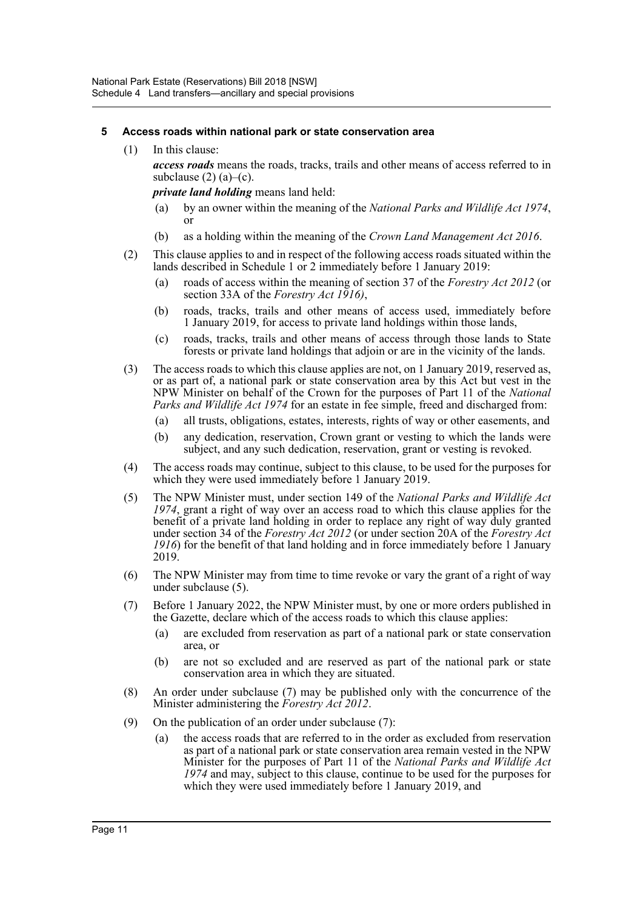### 5 Access roads within national park or state conservation area

(1) In this clause:

***access roads*** means the roads, tracks, trails and other means of access referred to in subclause (2) (a)–(c).

***private land holding*** means land held:

- (a) by an owner within the meaning of the *National Parks and Wildlife Act 1974*, or
- (b) as a holding within the meaning of the *Crown Land Management Act 2016*.

(2) This clause applies to and in respect of the following access roads situated within the lands described in Schedule 1 or 2 immediately before 1 January 2019:

- (a) roads of access within the meaning of section 37 of the *Forestry Act 2012* (or section 33A of the *Forestry Act 1916)*,
- (b) roads, tracks, trails and other means of access used, immediately before 1 January 2019, for access to private land holdings within those lands,
- (c) roads, tracks, trails and other means of access through those lands to State forests or private land holdings that adjoin or are in the vicinity of the lands.

(3) The access roads to which this clause applies are not, on 1 January 2019, reserved as, or as part of, a national park or state conservation area by this Act but vest in the NPW Minister on behalf of the Crown for the purposes of Part 11 of the *National Parks and Wildlife Act 1974* for an estate in fee simple, freed and discharged from:

- (a) all trusts, obligations, estates, interests, rights of way or other easements, and
- (b) any dedication, reservation, Crown grant or vesting to which the lands were subject, and any such dedication, reservation, grant or vesting is revoked.

(4) The access roads may continue, subject to this clause, to be used for the purposes for which they were used immediately before 1 January 2019.

(5) The NPW Minister must, under section 149 of the *National Parks and Wildlife Act 1974*, grant a right of way over an access road to which this clause applies for the benefit of a private land holding in order to replace any right of way duly granted under section 34 of the *Forestry Act 2012* (or under section 20A of the *Forestry Act 1916*) for the benefit of that land holding and in force immediately before 1 January 2019.

(6) The NPW Minister may from time to time revoke or vary the grant of a right of way under subclause (5).

(7) Before 1 January 2022, the NPW Minister must, by one or more orders published in the Gazette, declare which of the access roads to which this clause applies:

- (a) are excluded from reservation as part of a national park or state conservation area, or
- (b) are not so excluded and are reserved as part of the national park or state conservation area in which they are situated.

(8) An order under subclause (7) may be published only with the concurrence of the Minister administering the *Forestry Act 2012*.

(9) On the publication of an order under subclause (7):

- (a) the access roads that are referred to in the order as excluded from reservation as part of a national park or state conservation area remain vested in the NPW Minister for the purposes of Part 11 of the *National Parks and Wildlife Act 1974* and may, subject to this clause, continue to be used for the purposes for which they were used immediately before 1 January 2019, and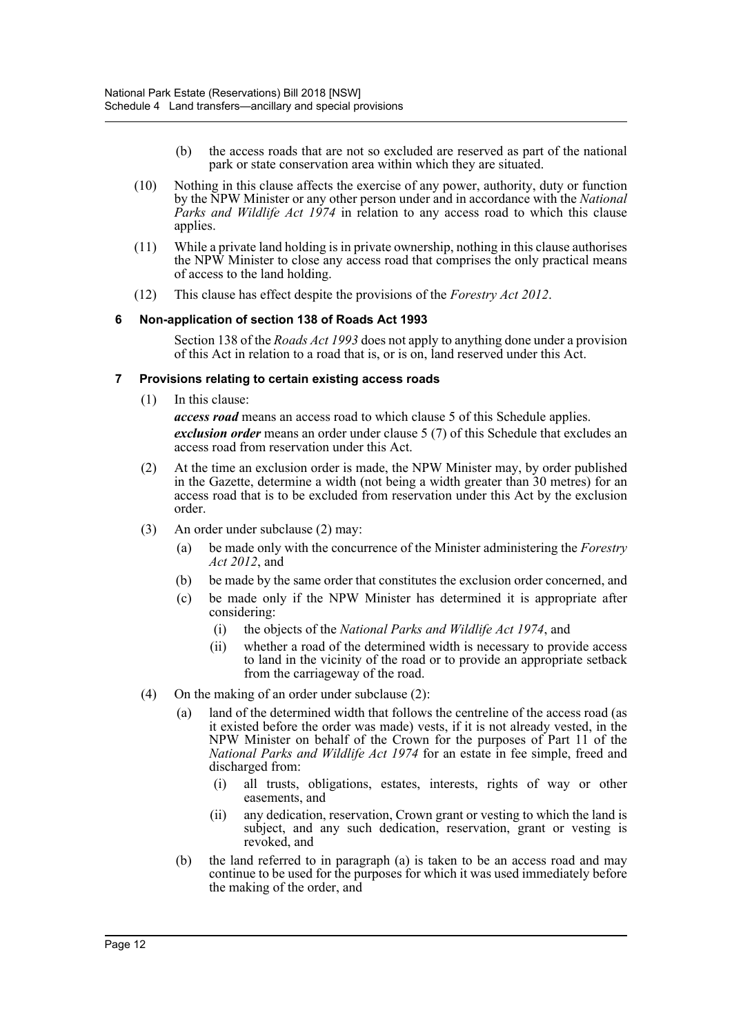(b) the access roads that are not so excluded are reserved as part of the national park or state conservation area within which they are situated.

(10) Nothing in this clause affects the exercise of any power, authority, duty or function by the NPW Minister or any other person under and in accordance with the *National Parks and Wildlife Act 1974* in relation to any access road to which this clause applies.

(11) While a private land holding is in private ownership, nothing in this clause authorises the NPW Minister to close any access road that comprises the only practical means of access to the land holding.

(12) This clause has effect despite the provisions of the *Forestry Act 2012*.

#### 6 Non-application of section 138 of Roads Act 1993

Section 138 of the *Roads Act 1993* does not apply to anything done under a provision of this Act in relation to a road that is, or is on, land reserved under this Act.

#### 7 Provisions relating to certain existing access roads

(1) In this clause:

***access road*** means an access road to which clause 5 of this Schedule applies.

***exclusion order*** means an order under clause 5 (7) of this Schedule that excludes an access road from reservation under this Act.

(2) At the time an exclusion order is made, the NPW Minister may, by order published in the Gazette, determine a width (not being a width greater than 30 metres) for an access road that is to be excluded from reservation under this Act by the exclusion order.

(3) An order under subclause (2) may:

- (a) be made only with the concurrence of the Minister administering the *Forestry Act 2012*, and
- (b) be made by the same order that constitutes the exclusion order concerned, and
- (c) be made only if the NPW Minister has determined it is appropriate after considering:
  - (i) the objects of the *National Parks and Wildlife Act 1974*, and
  - (ii) whether a road of the determined width is necessary to provide access to land in the vicinity of the road or to provide an appropriate setback from the carriageway of the road.

(4) On the making of an order under subclause (2):

- (a) land of the determined width that follows the centreline of the access road (as it existed before the order was made) vests, if it is not already vested, in the NPW Minister on behalf of the Crown for the purposes of Part 11 of the *National Parks and Wildlife Act 1974* for an estate in fee simple, freed and discharged from:
  - (i) all trusts, obligations, estates, interests, rights of way or other easements, and
  - (ii) any dedication, reservation, Crown grant or vesting to which the land is subject, and any such dedication, reservation, grant or vesting is revoked, and
- (b) the land referred to in paragraph (a) is taken to be an access road and may continue to be used for the purposes for which it was used immediately before the making of the order, and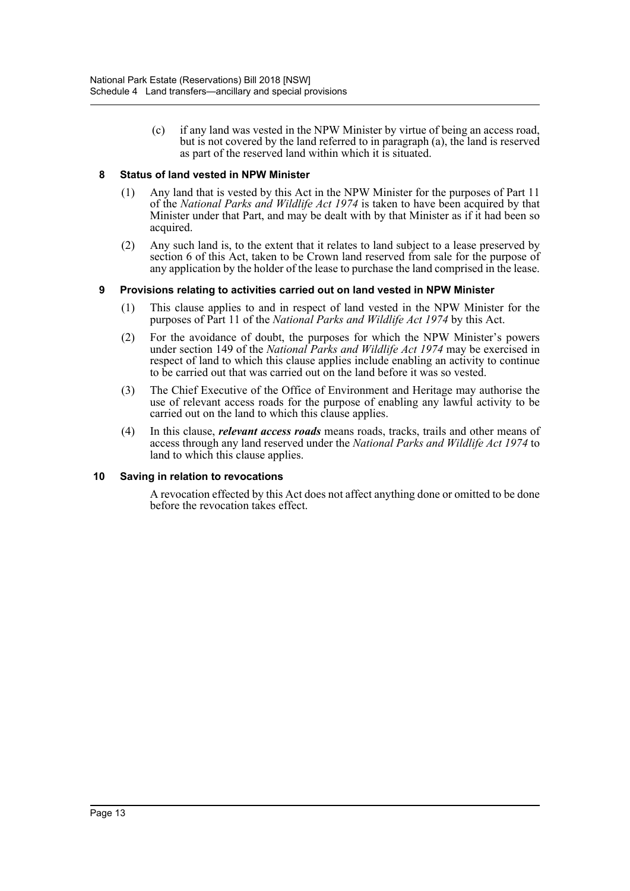(c) if any land was vested in the NPW Minister by virtue of being an access road, but is not covered by the land referred to in paragraph (a), the land is reserved as part of the reserved land within which it is situated.

### 8 Status of land vested in NPW Minister

(1) Any land that is vested by this Act in the NPW Minister for the purposes of Part 11 of the *National Parks and Wildlife Act 1974* is taken to have been acquired by that Minister under that Part, and may be dealt with by that Minister as if it had been so acquired.

(2) Any such land is, to the extent that it relates to land subject to a lease preserved by section 6 of this Act, taken to be Crown land reserved from sale for the purpose of any application by the holder of the lease to purchase the land comprised in the lease.

### 9 Provisions relating to activities carried out on land vested in NPW Minister

(1) This clause applies to and in respect of land vested in the NPW Minister for the purposes of Part 11 of the *National Parks and Wildlife Act 1974* by this Act.

(2) For the avoidance of doubt, the purposes for which the NPW Minister's powers under section 149 of the *National Parks and Wildlife Act 1974* may be exercised in respect of land to which this clause applies include enabling an activity to continue to be carried out that was carried out on the land before it was so vested.

(3) The Chief Executive of the Office of Environment and Heritage may authorise the use of relevant access roads for the purpose of enabling any lawful activity to be carried out on the land to which this clause applies.

(4) In this clause, ***relevant access roads*** means roads, tracks, trails and other means of access through any land reserved under the *National Parks and Wildlife Act 1974* to land to which this clause applies.

### 10 Saving in relation to revocations

A revocation effected by this Act does not affect anything done or omitted to be done before the revocation takes effect.